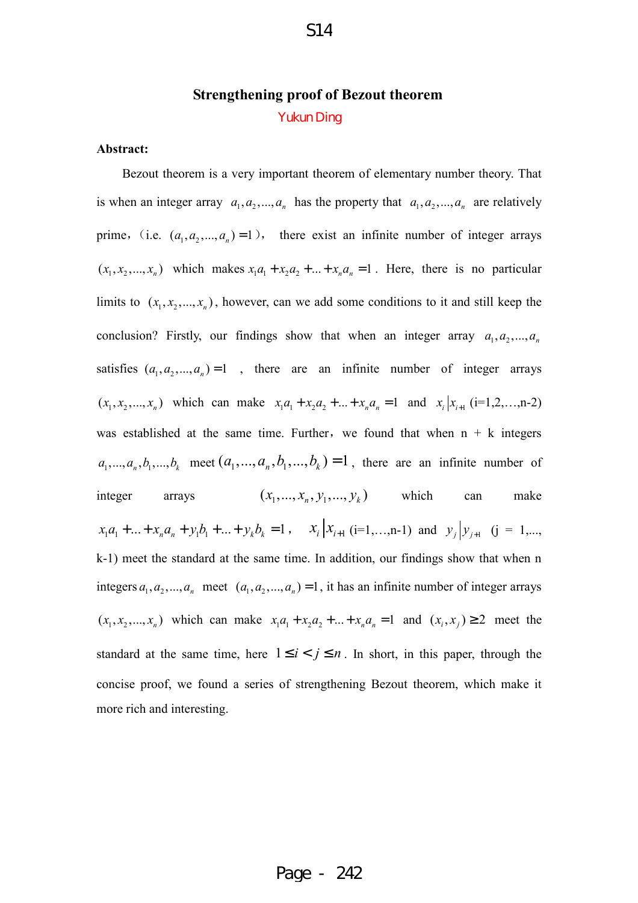# Strengthening proof of Bezout theorem

Yukun Ding

**Abstract:**

Bezout theorem is a very important theorem of elementary number theory. That is when an integer array $a_1, a_2, ..., a_n$ has the property that $a_1, a_2, ..., a_n$ are relatively prime,（i.e. $(a_1, a_2, ..., a_n) = 1$）, there exist an infinite number of integer arrays $(x_1, x_2, ..., x_n)$ which makes $x_1a_1 + x_2a_2 + ... + x_na_n = 1$. Here, there is no particular limits to $(x_1, x_2, ..., x_n)$, however, can we add some conditions to it and still keep the conclusion? Firstly, our findings show that when an integer array $a_1, a_2, ..., a_n$ satisfies $(a_1, a_2, ..., a_n) = 1$ , there are an infinite number of integer arrays $(x_1, x_2, ..., x_n)$ which can make $x_1a_1 + x_2a_2 + ... + x_na_n = 1$ and $x_i | x_{i+1}$ (i=1,2,…,n-2) was established at the same time. Further，we found that when n + k integers $a_1, ..., a_n, b_1, ..., b_k$ meet $(a_1, ..., a_n, b_1, ..., b_k) = 1$, there are an infinite number of integer arrays $(x_1, ..., x_n, y_1, ..., y_k)$ which can make $x_1a_1 + ... + x_na_n + y_1b_1 + ... + y_kb_k = 1$, $x_i | x_{i+1}$ (i=1,…,n-1) and $y_j | y_{j+1}$ (j = 1,..., k-1) meet the standard at the same time. In addition, our findings show that when n integers $a_1, a_2, ..., a_n$ meet $(a_1, a_2, ..., a_n) = 1$, it has an infinite number of integer arrays $(x_1, x_2, ..., x_n)$ which can make $x_1a_1 + x_2a_2 + ... + x_na_n = 1$ and $(x_i, x_j) \geq 2$ meet the standard at the same time, here $1 \leq i < j \leq n$. In short, in this paper, through the concise proof, we found a series of strengthening Bezout theorem, which make it more rich and interesting.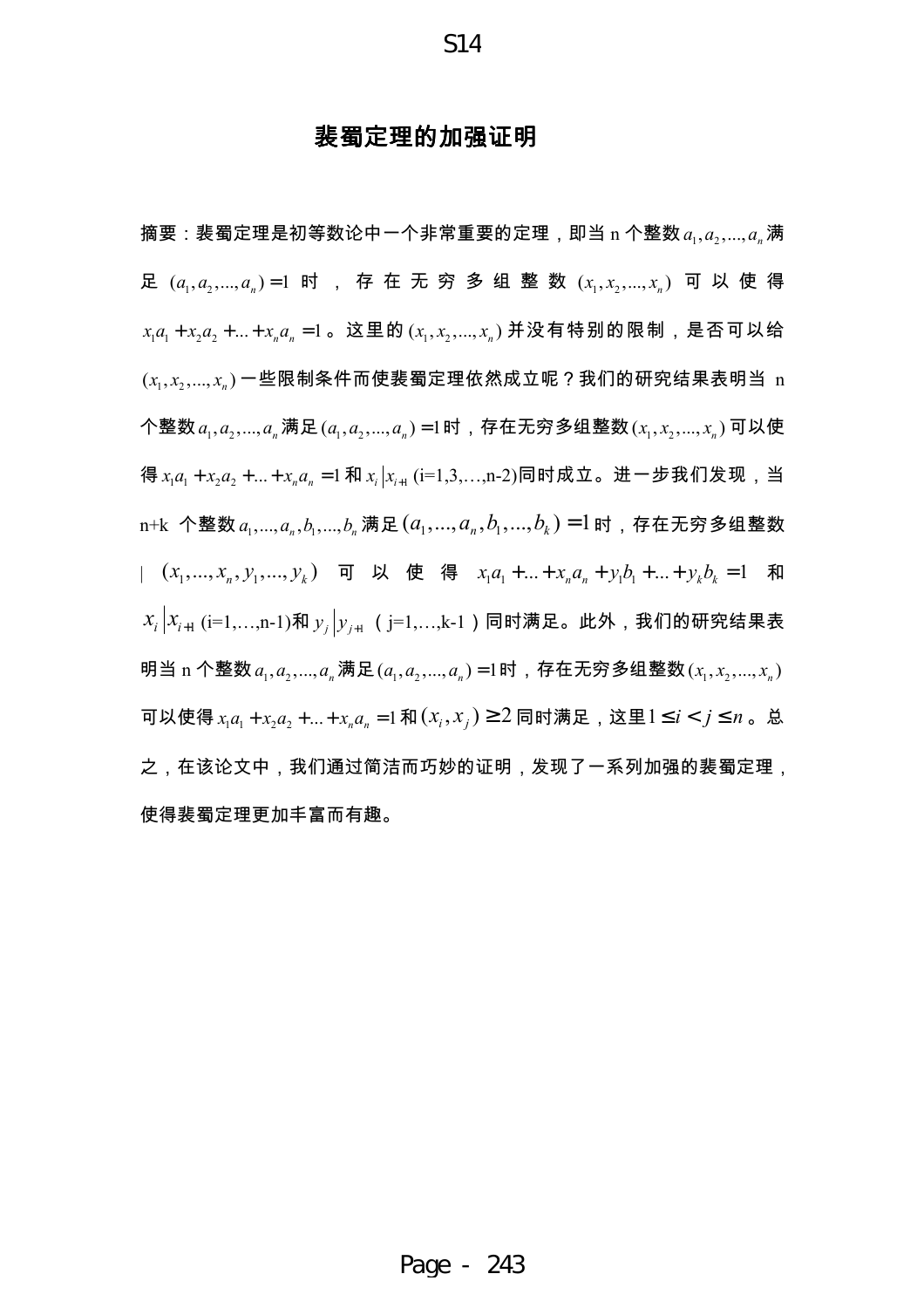# 裴蜀定理的加强证明

摘要：裴蜀定理是初等数论中一个非常重要的定理，即当 n 个整数 $a_1,a_2,...,a_n$ 满足 $(a_1,a_2,...,a_n)=1$ 时，存在无穷多组整数 $(x_1,x_2,...,x_n)$ 可以使得 $x_1a_1+x_2a_2+...+x_na_n=1$。这里的 $(x_1,x_2,...,x_n)$ 并没有特别的限制，是否可以给 $(x_1,x_2,...,x_n)$ 一些限制条件而使裴蜀定理依然成立呢？我们的研究结果表明当 n 个整数 $a_1,a_2,...,a_n$ 满足 $(a_1,a_2,...,a_n)=1$ 时，存在无穷多组整数 $(x_1,x_2,...,x_n)$ 可以使得 $x_1a_1+x_2a_2+...+x_na_n=1$ 和 $x_i \mid x_{i+1}$ (i=1,3,…,n-2)同时成立。进一步我们发现，当 n+k 个整数 $a_1,...,a_n,b_1,...,b_n$ 满足 $(a_1,...,a_n,b_1,...,b_k)=1$ 时，存在无穷多组整数 $(x_1,...,x_n,y_1,...,y_k)$ 可以使得 $x_1a_1+...+x_na_n+y_1b_1+...+y_kb_k=1$ 和 $x_i \mid x_{i+1}$ (i=1,…,n-1)和 $y_j \mid y_{j+1}$（j=1,…,k-1）同时满足。此外，我们的研究结果表明当 n 个整数 $a_1,a_2,...,a_n$ 满足 $(a_1,a_2,...,a_n)=1$ 时，存在无穷多组整数 $(x_1,x_2,...,x_n)$ 可以使得 $x_1a_1+x_2a_2+...+x_na_n=1$ 和 $(x_i,x_j)\geq 2$ 同时满足，这里 $1\leq i<j\leq n$。总之，在该论文中，我们通过简洁而巧妙的证明，发现了一系列加强的裴蜀定理，使得裴蜀定理更加丰富而有趣。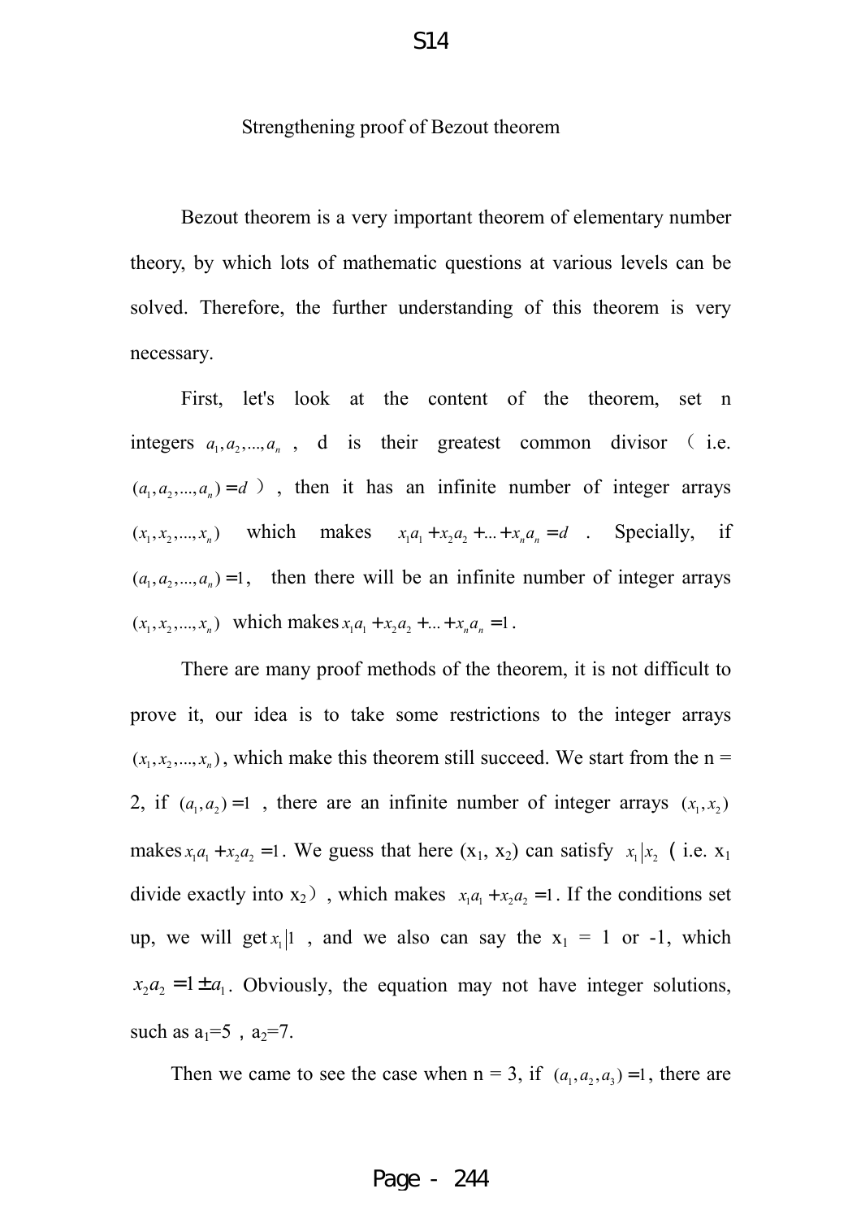## Strengthening proof of Bezout theorem

Bezout theorem is a very important theorem of elementary number theory, by which lots of mathematic questions at various levels can be solved. Therefore, the further understanding of this theorem is very necessary.

First, let's look at the content of the theorem, set n integers $a_1, a_2, ..., a_n$ , d is their greatest common divisor ( i.e. $(a_1, a_2, ..., a_n) = d$ ) , then it has an infinite number of integer arrays $(x_1, x_2, ..., x_n)$ which makes $x_1a_1 + x_2a_2 + ... + x_na_n = d$ . Specially, if $(a_1, a_2, ..., a_n) = 1$, then there will be an infinite number of integer arrays $(x_1, x_2, ..., x_n)$ which makes $x_1a_1 + x_2a_2 + ... + x_na_n = 1$.

There are many proof methods of the theorem, it is not difficult to prove it, our idea is to take some restrictions to the integer arrays $(x_1, x_2, ..., x_n)$, which make this theorem still succeed. We start from the n = 2, if $(a_1, a_2) = 1$ , there are an infinite number of integer arrays $(x_1, x_2)$ makes $x_1a_1 + x_2a_2 = 1$. We guess that here $(x_1, x_2)$ can satisfy $x_1 | x_2$ ( i.e. $x_1$ divide exactly into $x_2$ ) , which makes $x_1a_1 + x_2a_2 = 1$. If the conditions set up, we will get $x_1 | 1$ , and we also can say the $x_1 = 1$ or -1, which $x_2a_2 = 1 \pm a_1$. Obviously, the equation may not have integer solutions, such as $a_1=5$ , $a_2=7$.

Then we came to see the case when n = 3, if $(a_1, a_2, a_3) = 1$, there are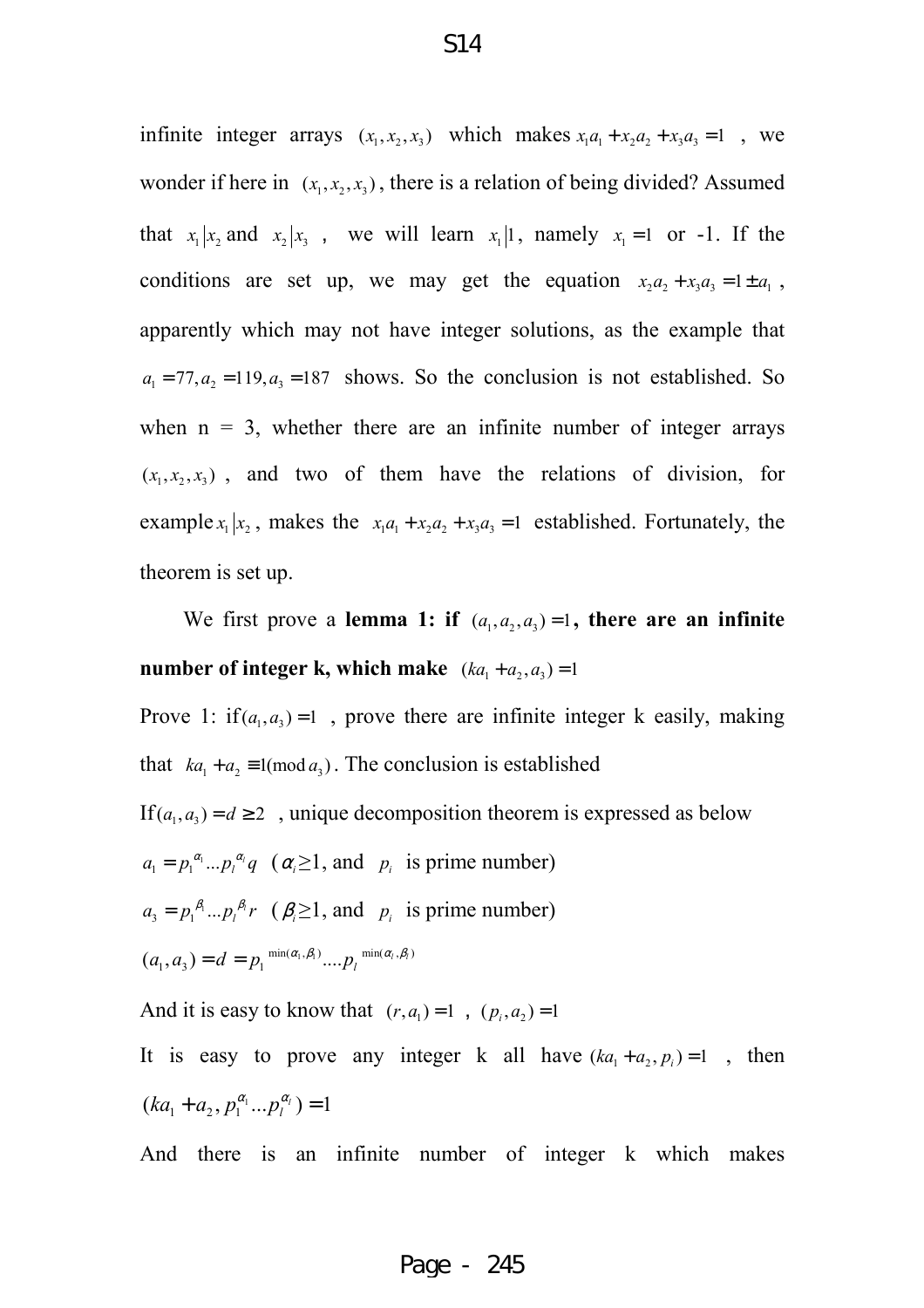infinite integer arrays $(x_1, x_2, x_3)$ which makes $x_1a_1 + x_2a_2 + x_3a_3 = 1$ , we wonder if here in $(x_1, x_2, x_3)$, there is a relation of being divided? Assumed that $x_1|x_2$ and $x_2|x_3$ , we will learn $x_1|1$, namely $x_1 = 1$ or -1. If the conditions are set up, we may get the equation $x_2a_2 + x_3a_3 = 1 \pm a_1$ , apparently which may not have integer solutions, as the example that $a_1 = 77, a_2 = 119, a_3 = 187$ shows. So the conclusion is not established. So when n = 3, whether there are an infinite number of integer arrays $(x_1, x_2, x_3)$ , and two of them have the relations of division, for example $x_1|x_2$, makes the $x_1a_1 + x_2a_2 + x_3a_3 = 1$ established. Fortunately, the theorem is set up.

We first prove a **lemma 1: if** $(a_1, a_2, a_3) = 1$**, there are an infinite number of integer k, which make** $(ka_1 + a_2, a_3) = 1$

Prove 1: if $(a_1, a_3) = 1$ , prove there are infinite integer k easily, making that $ka_1 + a_2 \equiv 1 (\bmod a_3)$. The conclusion is established

If $(a_1, a_3) = d \geq 2$ , unique decomposition theorem is expressed as below

$a_1 = p_1^{\alpha_1} ... p_l^{\alpha_l} q$ ($\alpha_i \geq 1$, and $p_i$ is prime number)

$a_3 = p_1^{\beta_1} ... p_l^{\beta_l} r$ ($\beta_i \geq 1$, and $p_i$ is prime number)

$(a_1, a_3) = d = p_1^{\min(\alpha_1, \beta_1)} .... p_l^{\min(\alpha_l, \beta_l)}$

And it is easy to know that $(r, a_1) = 1$ , $(p_i, a_2) = 1$

It is easy to prove any integer k all have $(ka_1 + a_2, p_i) = 1$ , then $(ka_1 + a_2, p_1^{\alpha_1} ... p_l^{\alpha_l}) = 1$

And there is an infinite number of integer k which makes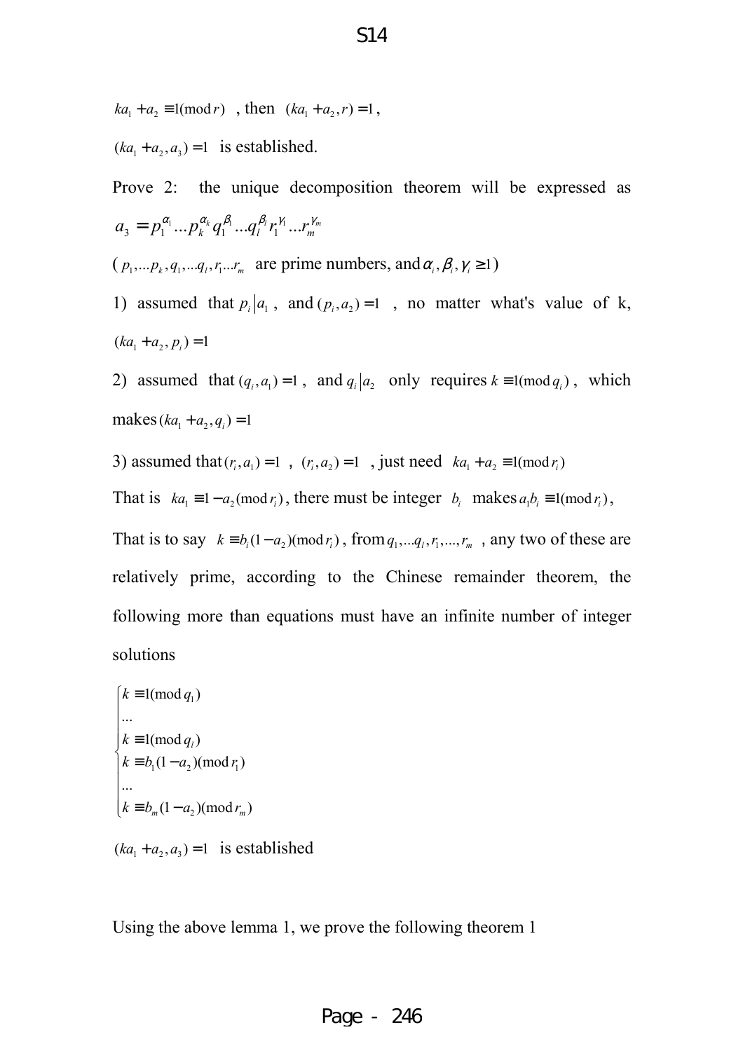$ka_1 + a_2 \equiv 1 (\bmod r)$ , then $(ka_1 + a_2, r) = 1$ ,

$(ka_1 + a_2, a_3) = 1$ is established.

Prove 2: the unique decomposition theorem will be expressed as $a_3 = p_1^{\alpha_1} \dots p_k^{\alpha_k} q_1^{\beta_1} \dots q_l^{\beta_l} r_1^{\gamma_1} \dots r_m^{\gamma_m}$

( $p_1, \dots p_k, q_1, \dots q_l, r_1 \dots r_m$ are prime numbers, and $\alpha_i, \beta_i, \gamma_i \geq 1$ )

1) assumed that $p_i | a_1$ , and $(p_i, a_2) = 1$ , no matter what's value of k, $(ka_1 + a_2, p_i) = 1$

2) assumed that $(q_i, a_1) = 1$ , and $q_i | a_2$ only requires $k \equiv 1 (\bmod q_i)$ , which makes $(ka_1 + a_2, q_i) = 1$

3) assumed that $(r_i, a_1) = 1$ , $(r_i, a_2) = 1$ , just need $ka_1 + a_2 \equiv 1 (\bmod r_i)$

That is $ka_1 \equiv 1 - a_2 (\bmod r_i)$ , there must be integer $b_i$ makes $a_1 b_i \equiv 1 (\bmod r_i)$ ,

That is to say $k \equiv b_i (1 - a_2) (\bmod r_i)$ , from $q_1, \dots q_l, r_1, \dots, r_m$ , any two of these are relatively prime, according to the Chinese remainder theorem, the following more than equations must have an infinite number of integer solutions

$$\begin{cases} k \equiv 1 (\bmod q_1) \\ \dots \\ k \equiv 1 (\bmod q_l) \\ k \equiv b_1 (1 - a_2) (\bmod r_1) \\ \dots \\ k \equiv b_m (1 - a_2) (\bmod r_m) \end{cases}$$

$(ka_1 + a_2, a_3) = 1$ is established

Using the above lemma 1, we prove the following theorem 1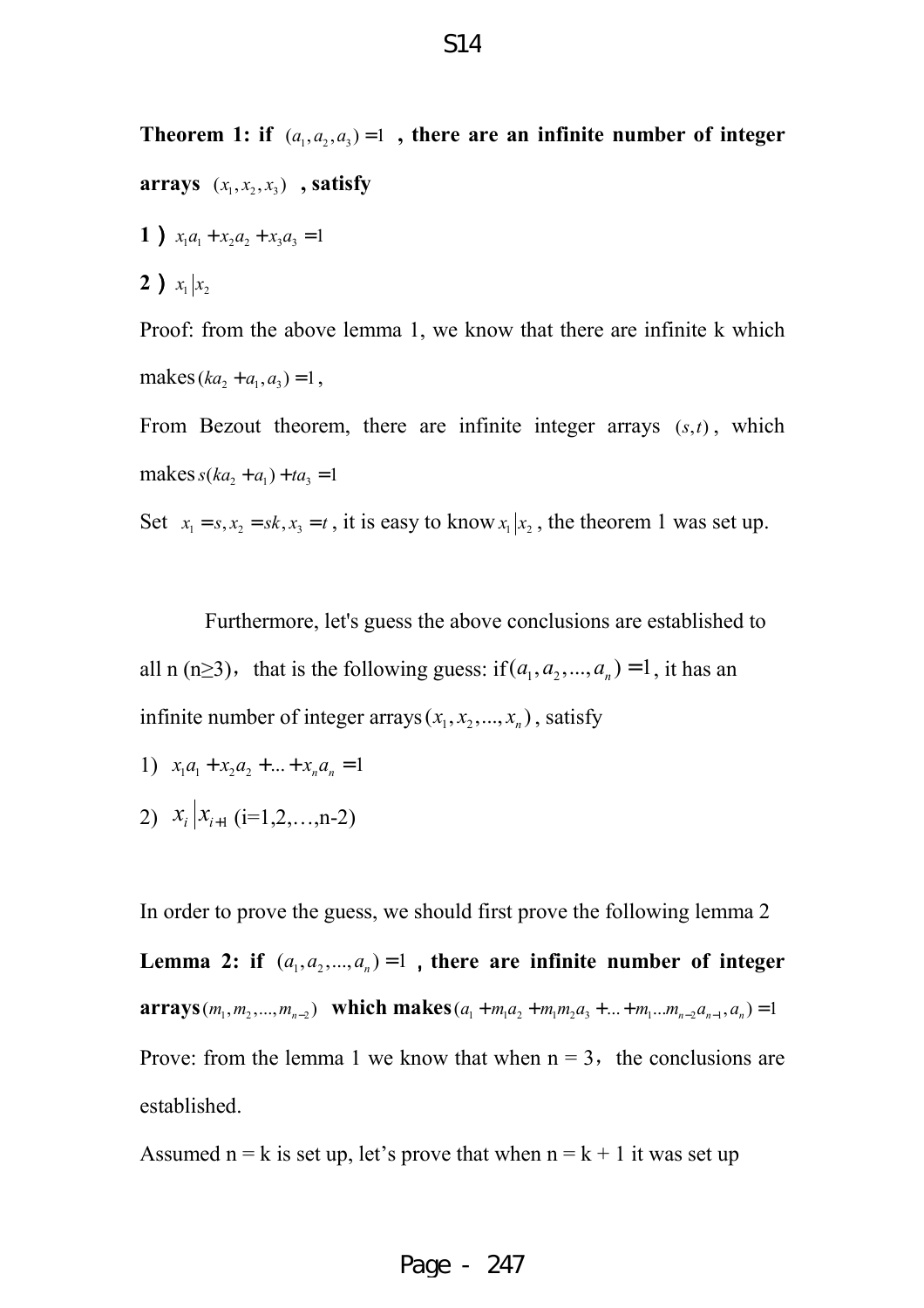**Theorem 1: if $(a_1, a_2, a_3) = 1$ , there are an infinite number of integer arrays $(x_1, x_2, x_3)$ , satisfy**

**1 )** $x_1 a_1 + x_2 a_2 + x_3 a_3 = 1$

**2 )** $x_1 | x_2$

Proof: from the above lemma 1, we know that there are infinite k which makes $(ka_2 + a_1, a_3) = 1$ ,

From Bezout theorem, there are infinite integer arrays $(s,t)$ , which makes $s(ka_2 + a_1) + ta_3 = 1$

Set $x_1 = s, x_2 = sk, x_3 = t$ , it is easy to know $x_1 | x_2$ , the theorem 1 was set up.

Furthermore, let's guess the above conclusions are established to all n (n≥3)，that is the following guess: if $(a_1, a_2, ..., a_n) = 1$, it has an infinite number of integer arrays $(x_1, x_2, ..., x_n)$, satisfy

1) $x_1 a_1 + x_2 a_2 + ... + x_n a_n = 1$

2) $x_i | x_{i+1}$ (i=1,2,…,n-2)

In order to prove the guess, we should first prove the following lemma 2

**Lemma 2: if $(a_1, a_2, ..., a_n) = 1$ , there are infinite number of integer arrays $(m_1, m_2, ..., m_{n-2})$ which makes $(a_1 + m_1 a_2 + m_1 m_2 a_3 + ... + m_1 ... m_{n-2} a_{n-1}, a_n) = 1$**

Prove: from the lemma 1 we know that when n = 3，the conclusions are established.

Assumed n = k is set up, let's prove that when n = k + 1 it was set up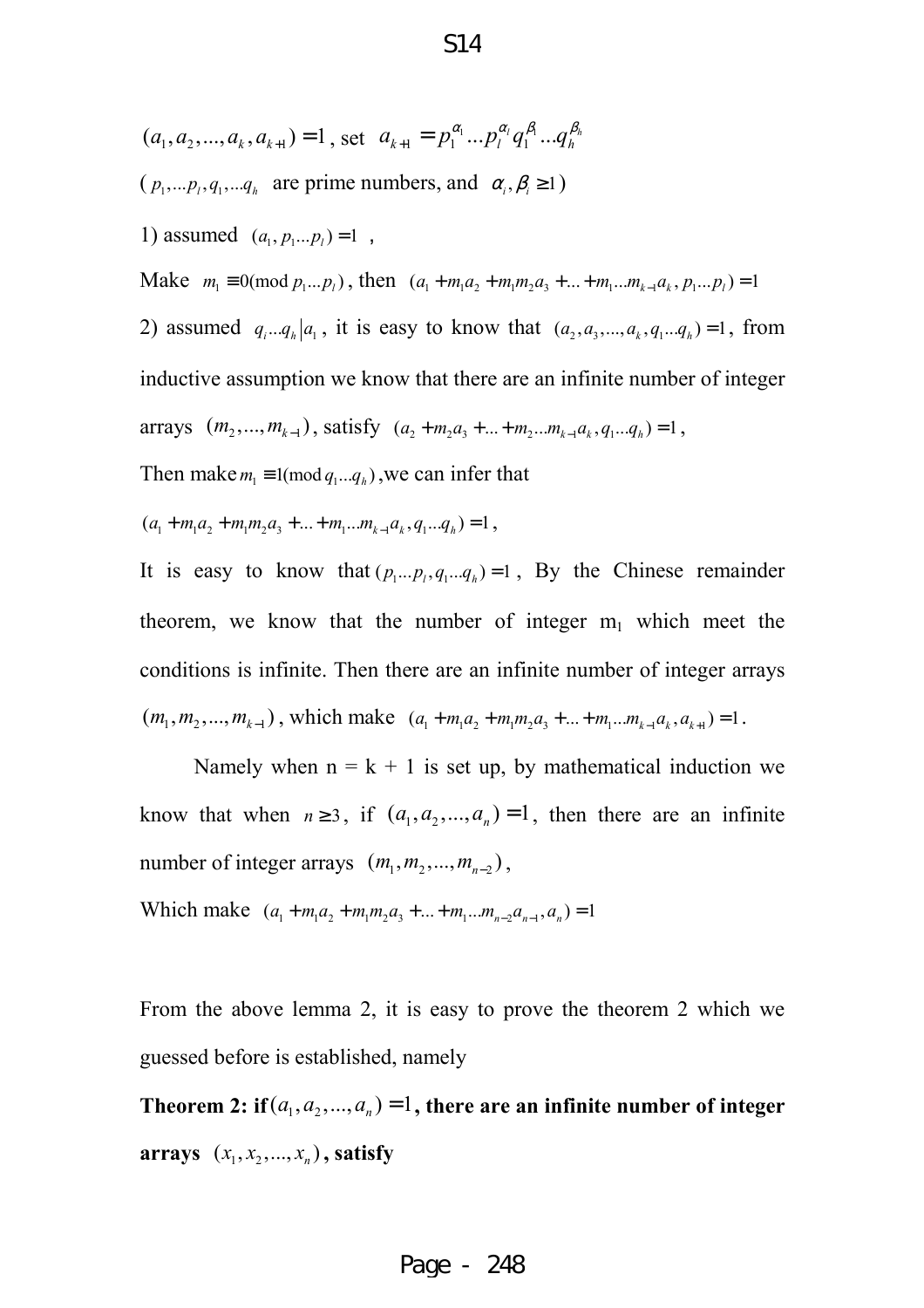$(a_1, a_2, ..., a_k, a_{k+1}) = 1$, set $a_{k+1} = p_1^{\alpha_1} ... p_l^{\alpha_l} q_1^{\beta_1} ... q_h^{\beta_h}$

($p_1, ... p_l, q_1, ... q_h$ are prime numbers, and $\alpha_i, \beta_i \geq 1$)

1) assumed $(a_1, p_1 ... p_l) = 1$ ,

Make $m_1 \equiv 0 (\bmod\ p_1 ... p_l)$, then $(a_1 + m_1 a_2 + m_1 m_2 a_3 + ... + m_1 ... m_{k-1} a_k, p_1 ... p_l) = 1$

2) assumed $q_i ... q_h | a_1$, it is easy to know that $(a_2, a_3, ..., a_k, q_1 ... q_h) = 1$, from inductive assumption we know that there are an infinite number of integer arrays $(m_2, ..., m_{k-1})$, satisfy $(a_2 + m_2 a_3 + ... + m_2 ... m_{k-1} a_k, q_1 ... q_h) = 1$,

Then make $m_1 \equiv 1 (\bmod\ q_1 ... q_h)$, we can infer that

$(a_1 + m_1 a_2 + m_1 m_2 a_3 + ... + m_1 ... m_{k-1} a_k, q_1 ... q_h) = 1$,

It is easy to know that $(p_1 ... p_l, q_1 ... q_h) = 1$, By the Chinese remainder theorem, we know that the number of integer $m_1$ which meet the conditions is infinite. Then there are an infinite number of integer arrays $(m_1, m_2, ..., m_{k-1})$, which make $(a_1 + m_1 a_2 + m_1 m_2 a_3 + ... + m_1 ... m_{k-1} a_k, a_{k+1}) = 1$.

Namely when n = k + 1 is set up, by mathematical induction we know that when $n \geq 3$, if $(a_1, a_2, ..., a_n) = 1$, then there are an infinite number of integer arrays $(m_1, m_2, ..., m_{n-2})$,

Which make $(a_1 + m_1 a_2 + m_1 m_2 a_3 + ... + m_1 ... m_{n-2} a_{n-1}, a_n) = 1$

From the above lemma 2, it is easy to prove the theorem 2 which we guessed before is established, namely

**Theorem 2: if $(a_1, a_2, ..., a_n) = 1$, there are an infinite number of integer arrays $(x_1, x_2, ..., x_n)$, satisfy**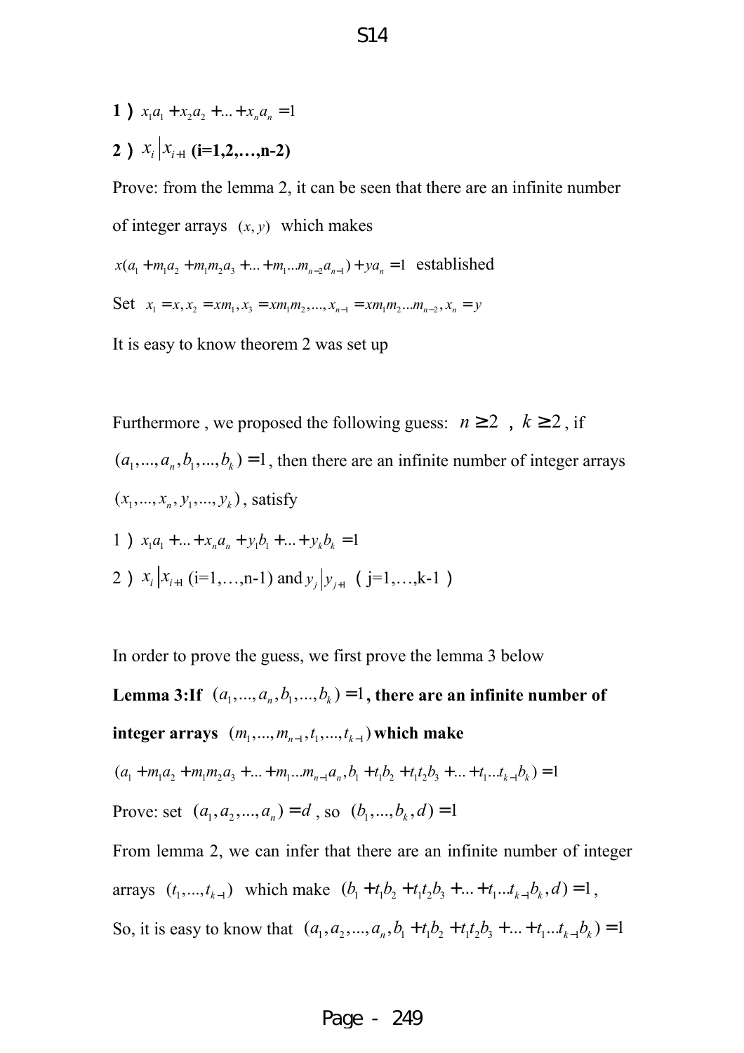**1)** $x_1a_1 + x_2a_2 + ... + x_na_n = 1$

**2)** $x_i \left| x_{i+1} \right.$ **(i=1,2,…,n-2)**

Prove: from the lemma 2, it can be seen that there are an infinite number of integer arrays $(x, y)$ which makes

$x(a_1 + m_1a_2 + m_1m_2a_3 + ... + m_1...m_{n-2}a_{n-1}) + ya_n = 1$ established

Set $x_1 = x, x_2 = xm_1, x_3 = xm_1m_2, ..., x_{n-1} = xm_1m_2...m_{n-2}, x_n = y$

It is easy to know theorem 2 was set up

Furthermore , we proposed the following guess: $n \geq 2$ , $k \geq 2$, if $(a_1, ..., a_n, b_1, ..., b_k) = 1$, then there are an infinite number of integer arrays $(x_1, ..., x_n, y_1, ..., y_k)$, satisfy

1) $x_1a_1 + ... + x_na_n + y_1b_1 + ... + y_kb_k = 1$

2) $x_i \left| x_{i+1} \right.$ (i=1,…,n-1) and $y_j \left| y_{j+1} \right.$ ( j=1,…,k-1 )

In order to prove the guess, we first prove the lemma 3 below

**Lemma 3:If** $(a_1, ..., a_n, b_1, ..., b_k) = 1$**, there are an infinite number of integer arrays** $(m_1, ..., m_{n-1}, t_1, ..., t_{k-1})$ **which make**

$(a_1 + m_1a_2 + m_1m_2a_3 + ... + m_1...m_{n-1}a_n, b_1 + t_1b_2 + t_1t_2b_3 + ... + t_1...t_{k-1}b_k) = 1$

Prove: set $(a_1, a_2, ..., a_n) = d$ , so $(b_1, ..., b_k, d) = 1$

From lemma 2, we can infer that there are an infinite number of integer arrays $(t_1, ..., t_{k-1})$ which make $(b_1 + t_1b_2 + t_1t_2b_3 + ... + t_1...t_{k-1}b_k, d) = 1$,

So, it is easy to know that $(a_1, a_2, ..., a_n, b_1 + t_1b_2 + t_1t_2b_3 + ... + t_1...t_{k-1}b_k) = 1$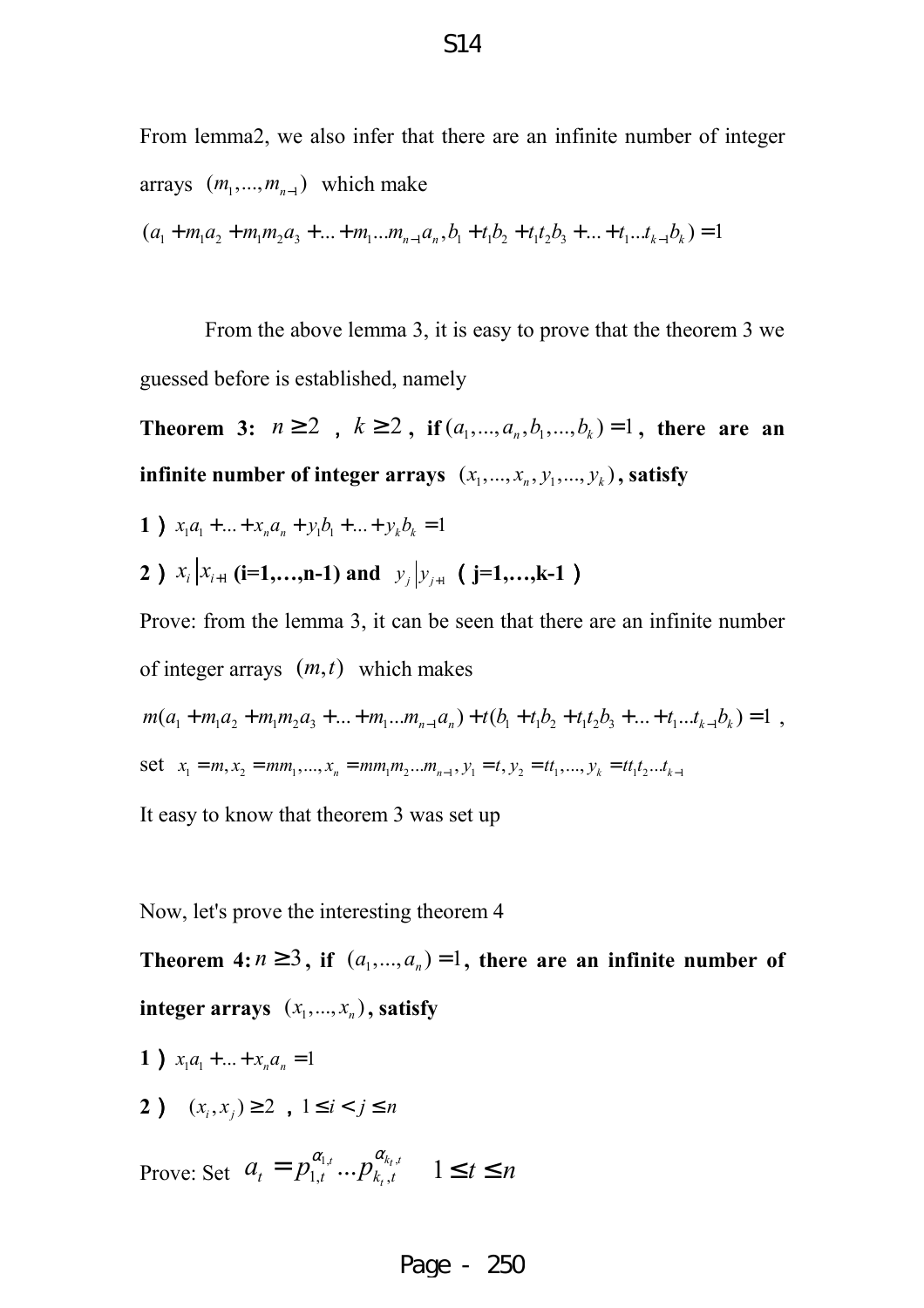From lemma2, we also infer that there are an infinite number of integer arrays $(m_1,...,m_{n-1})$ which make

$$(a_1 + m_1a_2 + m_1m_2a_3 + ... + m_1...m_{n-1}a_n, b_1 + t_1b_2 + t_1t_2b_3 + ... + t_1...t_{k-1}b_k) = 1$$

From the above lemma 3, it is easy to prove that the theorem 3 we guessed before is established, namely

**Theorem 3:** $n \geq 2$ **,** $k \geq 2$**, if** $(a_1,...,a_n,b_1,...,b_k) = 1$**, there are an infinite number of integer arrays** $(x_1,...,x_n,y_1,...,y_k)$**, satisfy**

**1)** $x_1a_1 + ... + x_na_n + y_1b_1 + ... + y_kb_k = 1$

**2)** $x_i | x_{i+1}$ **(i=1,…,n-1) and** $y_j | y_{j+1}$ **(j=1,…,k-1)**

Prove: from the lemma 3, it can be seen that there are an infinite number of integer arrays $(m,t)$ which makes

$m(a_1 + m_1a_2 + m_1m_2a_3 + ... + m_1...m_{n-1}a_n) + t(b_1 + t_1b_2 + t_1t_2b_3 + ... + t_1...t_{k-1}b_k) = 1$ ,

set $x_1 = m, x_2 = mm_1, ..., x_n = mm_1m_2...m_{n-1}, y_1 = t, y_2 = tt_1, ..., y_k = tt_1t_2...t_{k-1}$

It easy to know that theorem 3 was set up

Now, let's prove the interesting theorem 4

**Theorem 4:** $n \geq 3$**, if** $(a_1,...,a_n) = 1$**, there are an infinite number of integer arrays** $(x_1,...,x_n)$**, satisfy**

**1)** $x_1a_1 + ... + x_na_n = 1$

**2)** $(x_i, x_j) \geq 2$ **,** $1 \leq i < j \leq n$

Prove: Set $a_t = p_{1,t}^{\alpha_{1,t}} ... p_{k_t,t}^{\alpha_{k_t,t}} \quad 1 \leq t \leq n$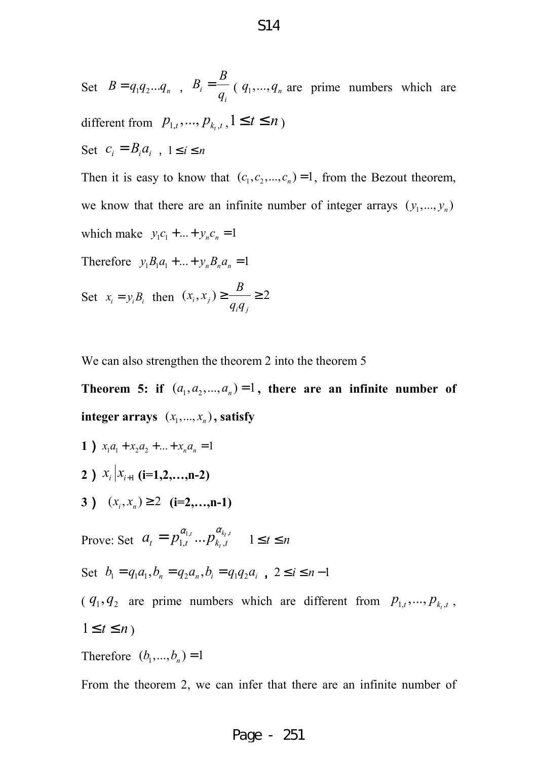Set $B = q_1 q_2 \ldots q_n$ , $B_i = \dfrac{B}{q_i}$ ( $q_1, \ldots, q_n$ are prime numbers which are different from $p_{1,t}, \ldots, p_{k_t,t}, 1 \le t \le n$ )

Set $c_i = B_i a_i$ , $1 \le i \le n$

Then it is easy to know that $(c_1, c_2, \ldots, c_n) = 1$, from the Bezout theorem, we know that there are an infinite number of integer arrays $(y_1, \ldots, y_n)$ which make $y_1 c_1 + \ldots + y_n c_n = 1$

Therefore $y_1 B_1 a_1 + \ldots + y_n B_n a_n = 1$

Set $x_i = y_i B_i$ then $(x_i, x_j) \ge \dfrac{B}{q_i q_j} \ge 2$

We can also strengthen the theorem 2 into the theorem 5

**Theorem 5: if $(a_1, a_2, \ldots, a_n) = 1$, there are an infinite number of integer arrays $(x_1, \ldots, x_n)$, satisfy**

**1)** $x_1 a_1 + x_2 a_2 + \ldots + x_n a_n = 1$

**2)** $x_i | x_{i+1}$ **(i=1,2,…,n-2)**

**3)** $(x_i, x_n) \ge 2$ **(i=2,…,n-1)**

Prove: Set $a_t = p_{1,t}^{\alpha_{1,t}} \ldots p_{k_t,t}^{\alpha_{k_t,t}}$ $\quad 1 \le t \le n$

Set $b_1 = q_1 a_1, b_n = q_2 a_n, b_i = q_1 q_2 a_i$ , $2 \le i \le n-1$

( $q_1, q_2$ are prime numbers which are different from $p_{1,t}, \cdots, p_{k_t,t}$ , $1 \le t \le n$ )

Therefore $(b_1, \ldots, b_n) = 1$

From the theorem 2, we can infer that there are an infinite number of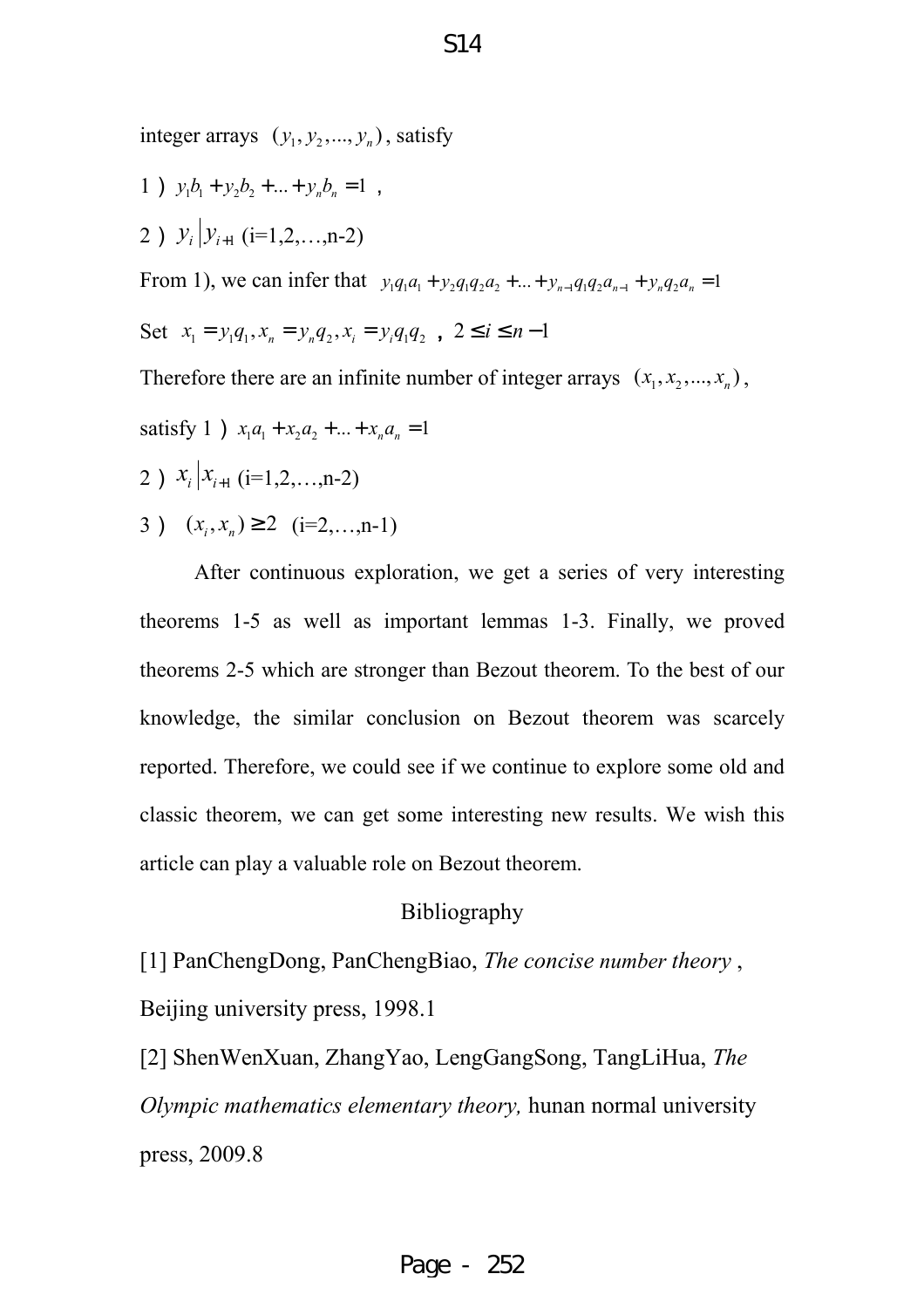integer arrays $(y_1, y_2, ..., y_n)$, satisfy

1) $y_1b_1 + y_2b_2 + ... + y_nb_n = 1$ ,

2) $y_i \mid y_{i+1}$ (i=1,2,…,n-2)

From 1), we can infer that $y_1q_1a_1 + y_2q_1q_2a_2 + ... + y_{n-1}q_1q_2a_{n-1} + y_nq_2a_n = 1$

Set $x_1 = y_1q_1, x_n = y_nq_2, x_i = y_iq_1q_2$ , $2 \le i \le n-1$

Therefore there are an infinite number of integer arrays $(x_1, x_2, ..., x_n)$,

satisfy 1) $x_1a_1 + x_2a_2 + ... + x_na_n = 1$

2) $x_i \mid x_{i+1}$ (i=1,2,…,n-2)

3) $(x_i, x_n) \ge 2$ (i=2,…,n-1)

After continuous exploration, we get a series of very interesting theorems 1-5 as well as important lemmas 1-3. Finally, we proved theorems 2-5 which are stronger than Bezout theorem. To the best of our knowledge, the similar conclusion on Bezout theorem was scarcely reported. Therefore, we could see if we continue to explore some old and classic theorem, we can get some interesting new results. We wish this article can play a valuable role on Bezout theorem.

## Bibliography

[1] PanChengDong, PanChengBiao, *The concise number theory* , Beijing university press, 1998.1

[2] ShenWenXuan, ZhangYao, LengGangSong, TangLiHua, *The Olympic mathematics elementary theory,* hunan normal university press, 2009.8